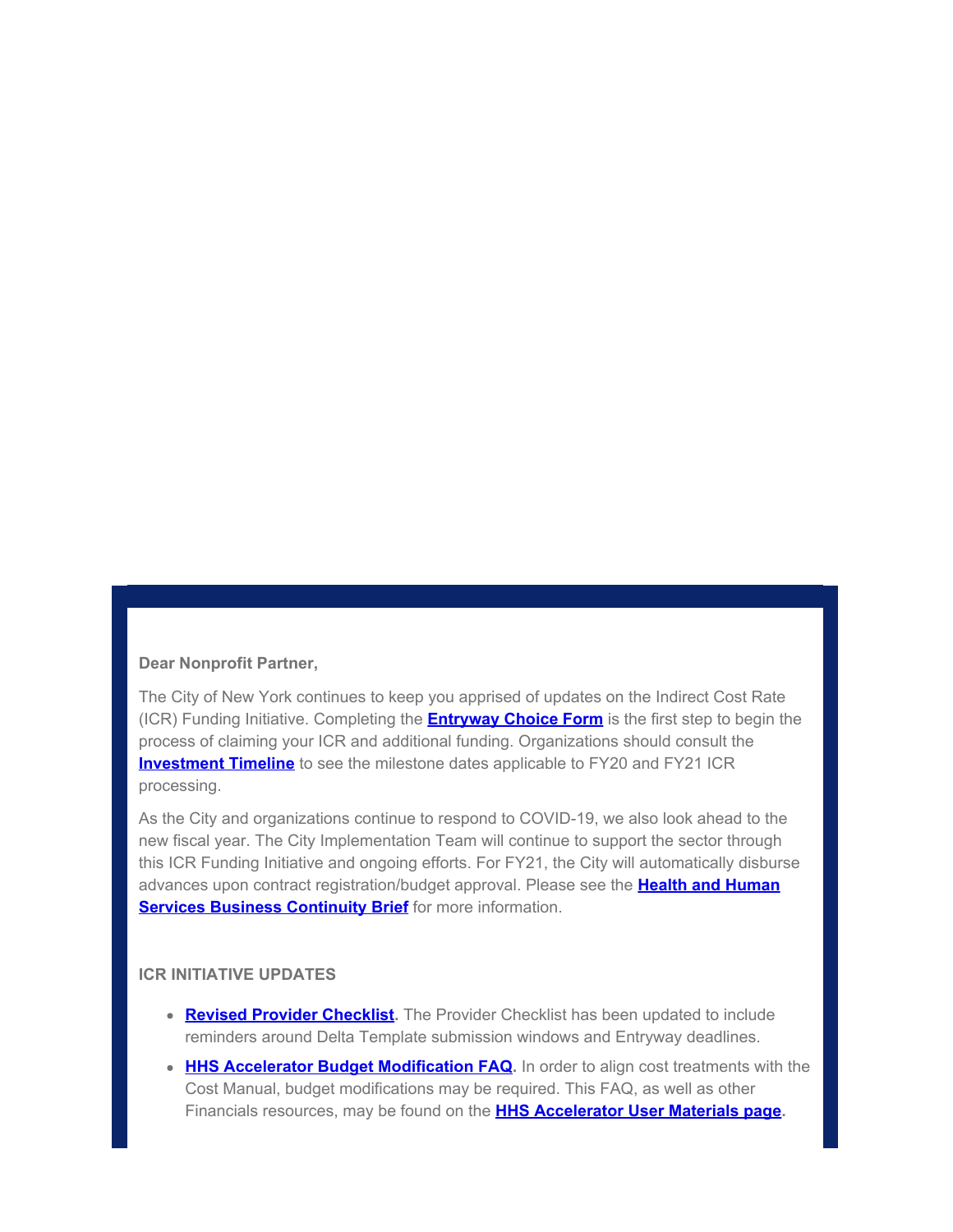**Dear Nonprofit Partner,**

The City of New York continues to keep you apprised of updates on the Indirect Cost Rate (ICR) Funding Initiative. Completing the **Entryway Choice Form** is the first step to begin the process of claiming your ICR and additional funding. Organizations should consult the **Investment Timeline** to see the milestone dates applicable to FY20 and FY21 ICR processing.

As the City and organizations continue to respond to COVID-19, we also look ahead to the new fiscal year. The City Implementation Team will continue to support the sector through this ICR Funding Initiative and ongoing efforts. For FY21, the City will automatically disburse advances upon contract registration/budget approval. Please see the **Health and Human Services Business Continuity Brief** for more information.

**ICR INITIATIVE UPDATES**

- **Revised Provider Checklist**. The Provider Checklist has been updated to include reminders around Delta Template submission windows and Entryway deadlines.
- **HHS Accelerator Budget Modification FAQ**. In order to align cost treatments with the Cost Manual, budget modifications may be required. This FAQ, as well as other Financials resources, may be found on the **HHS Accelerator User Materials page**.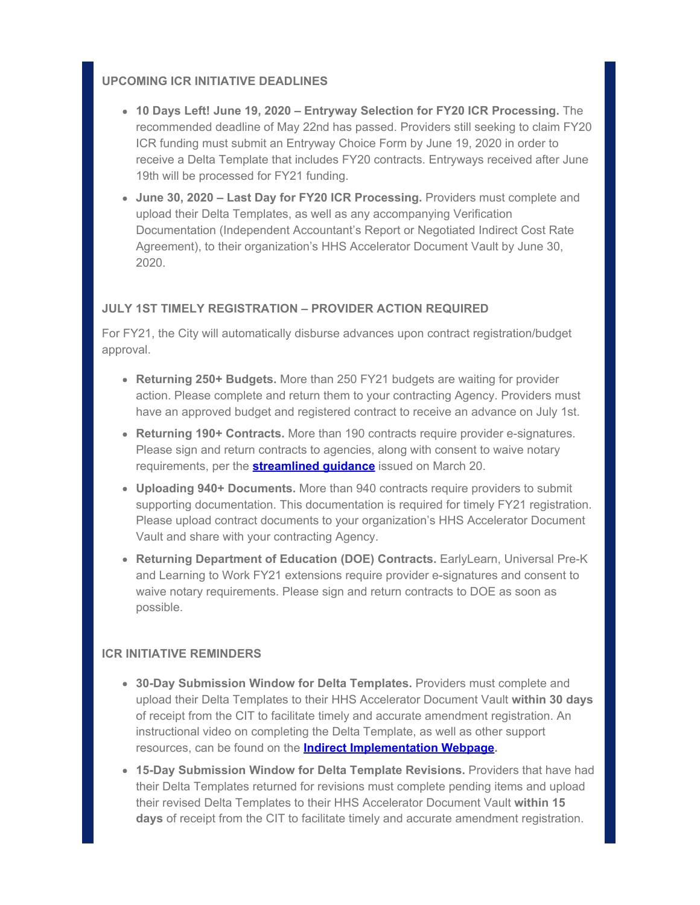### UPCOMING ICR INITIATIVE DEADLINES

- **10 Days Left! June 19, 2020 – Entryway Selection for FY20 ICR Processing.** The recommended deadline of May 22nd has passed. Providers still seeking to claim FY20 ICR funding must submit an Entryway Choice Form by June 19, 2020 in order to receive a Delta Template that includes FY20 contracts. Entryways received after June 19th will be processed for FY21 funding.
- **June 30, 2020 – Last Day for FY20 ICR Processing.** Providers must complete and upload their Delta Templates, as well as any accompanying Verification Documentation (Independent Accountant's Report or Negotiated Indirect Cost Rate Agreement), to their organization's HHS Accelerator Document Vault by June 30, 2020.

### JULY 1ST TIMELY REGISTRATION – PROVIDER ACTION REQUIRED

For FY21, the City will automatically disburse advances upon contract registration/budget approval.

- **Returning 250+ Budgets.** More than 250 FY21 budgets are waiting for provider action. Please complete and return them to your contracting Agency. Providers must have an approved budget and registered contract to receive an advance on July 1st.
- **Returning 190+ Contracts.** More than 190 contracts require provider e-signatures. Please sign and return contracts to agencies, along with consent to waive notary requirements, per the **streamlined guidance** issued on March 20.
- **Uploading 940+ Documents.** More than 940 contracts require providers to submit supporting documentation. This documentation is required for timely FY21 registration. Please upload contract documents to your organization's HHS Accelerator Document Vault and share with your contracting Agency.
- **Returning Department of Education (DOE) Contracts.** EarlyLearn, Universal Pre-K and Learning to Work FY21 extensions require provider e-signatures and consent to waive notary requirements. Please sign and return contracts to DOE as soon as possible.

### ICR INITIATIVE REMINDERS

- **30-Day Submission Window for Delta Templates.** Providers must complete and upload their Delta Templates to their HHS Accelerator Document Vault **within 30 days** of receipt from the CIT to facilitate timely and accurate amendment registration. An instructional video on completing the Delta Template, as well as other support resources, can be found on the **Indirect Implementation Webpage**.
- **15-Day Submission Window for Delta Template Revisions.** Providers that have had their Delta Templates returned for revisions must complete pending items and upload their revised Delta Templates to their HHS Accelerator Document Vault **within 15 days** of receipt from the CIT to facilitate timely and accurate amendment registration.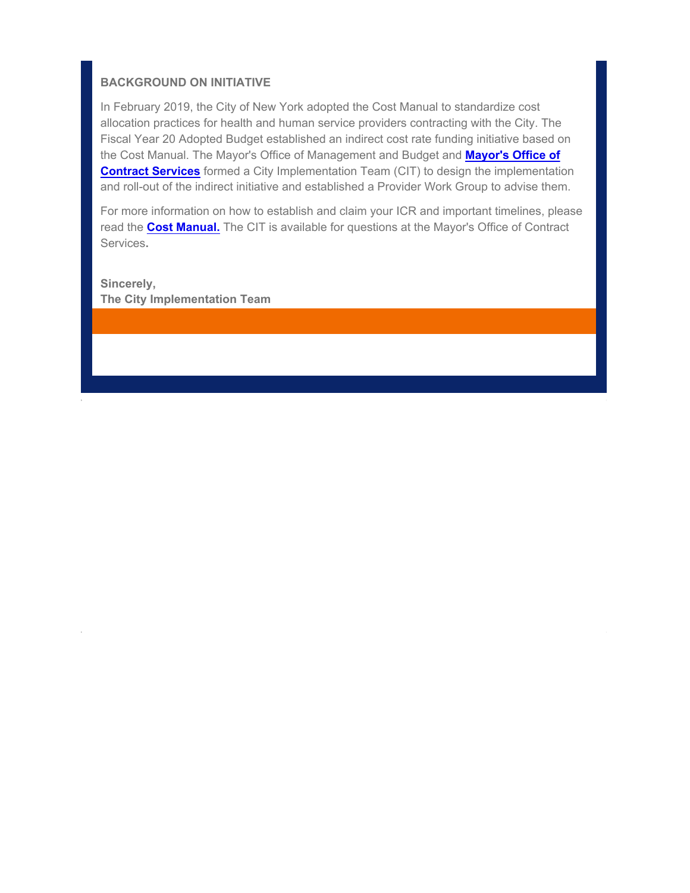**BACKGROUND ON INITIATIVE**

In February 2019, the City of New York adopted the Cost Manual to standardize cost allocation practices for health and human service providers contracting with the City. The Fiscal Year 20 Adopted Budget established an indirect cost rate funding initiative based on the Cost Manual. The Mayor's Office of Management and Budget and **Mayor's Office of Contract Services** formed a City Implementation Team (CIT) to design the implementation and roll-out of the indirect initiative and established a Provider Work Group to advise them.

For more information on how to establish and claim your ICR and important timelines, please read the **Cost Manual.** The CIT is available for questions at the Mayor's Office of Contract Services.

**Sincerely,**
**The City Implementation Team**